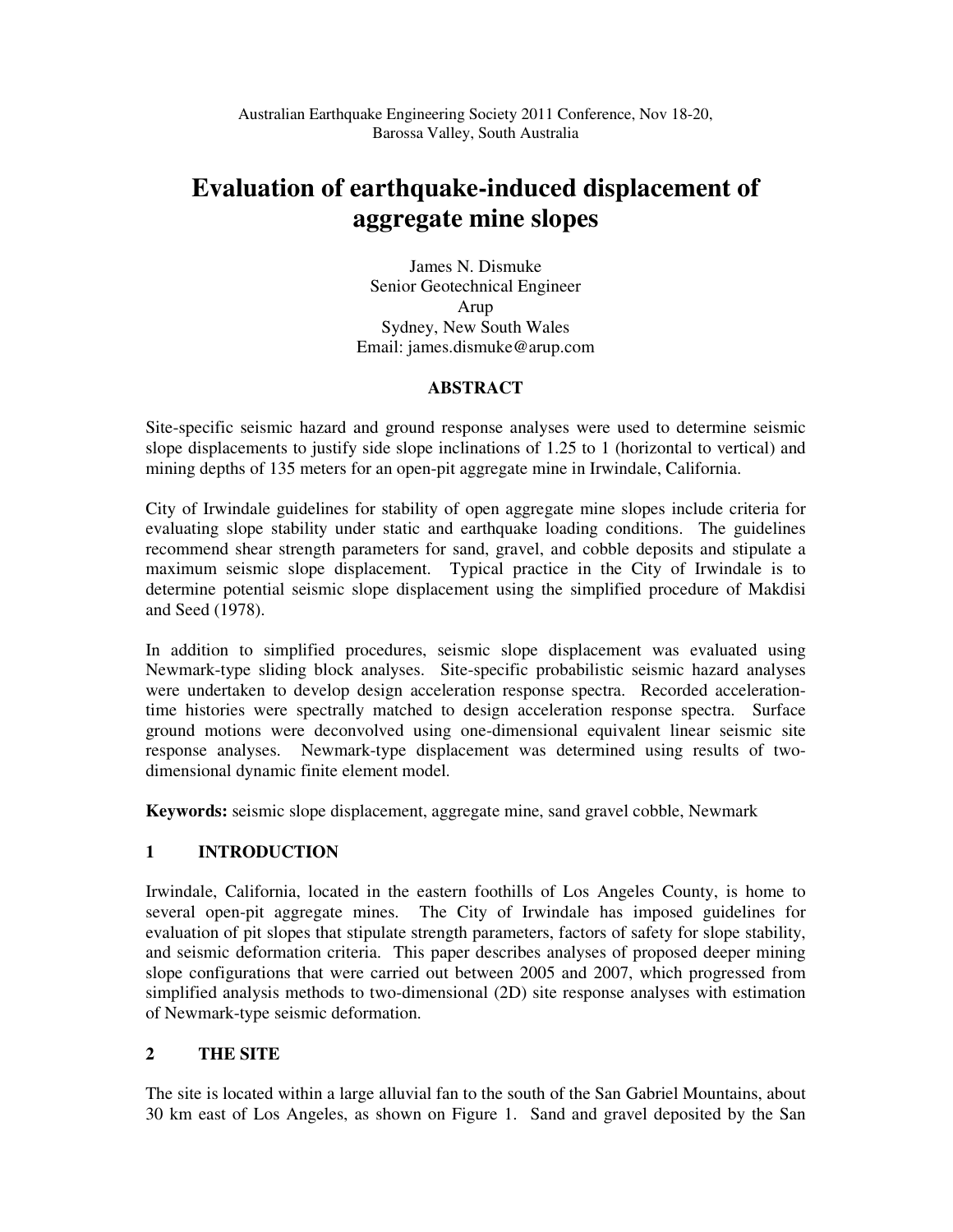Australian Earthquake Engineering Society 2011 Conference, Nov 18-20, Barossa Valley, South Australia

# Evaluation of earthquake-induced displacement of aggregate mine slopes

James N. Dismuke
Senior Geotechnical Engineer
Arup
Sydney, New South Wales
Email: james.dismuke@arup.com

## ABSTRACT

Site-specific seismic hazard and ground response analyses were used to determine seismic slope displacements to justify side slope inclinations of 1.25 to 1 (horizontal to vertical) and mining depths of 135 meters for an open-pit aggregate mine in Irwindale, California.

City of Irwindale guidelines for stability of open aggregate mine slopes include criteria for evaluating slope stability under static and earthquake loading conditions. The guidelines recommend shear strength parameters for sand, gravel, and cobble deposits and stipulate a maximum seismic slope displacement. Typical practice in the City of Irwindale is to determine potential seismic slope displacement using the simplified procedure of Makdisi and Seed (1978).

In addition to simplified procedures, seismic slope displacement was evaluated using Newmark-type sliding block analyses. Site-specific probabilistic seismic hazard analyses were undertaken to develop design acceleration response spectra. Recorded acceleration-time histories were spectrally matched to design acceleration response spectra. Surface ground motions were deconvolved using one-dimensional equivalent linear seismic site response analyses. Newmark-type displacement was determined using results of two-dimensional dynamic finite element model.

**Keywords:** seismic slope displacement, aggregate mine, sand gravel cobble, Newmark

## 1 INTRODUCTION

Irwindale, California, located in the eastern foothills of Los Angeles County, is home to several open-pit aggregate mines. The City of Irwindale has imposed guidelines for evaluation of pit slopes that stipulate strength parameters, factors of safety for slope stability, and seismic deformation criteria. This paper describes analyses of proposed deeper mining slope configurations that were carried out between 2005 and 2007, which progressed from simplified analysis methods to two-dimensional (2D) site response analyses with estimation of Newmark-type seismic deformation.

## 2 THE SITE

The site is located within a large alluvial fan to the south of the San Gabriel Mountains, about 30 km east of Los Angeles, as shown on Figure 1. Sand and gravel deposited by the San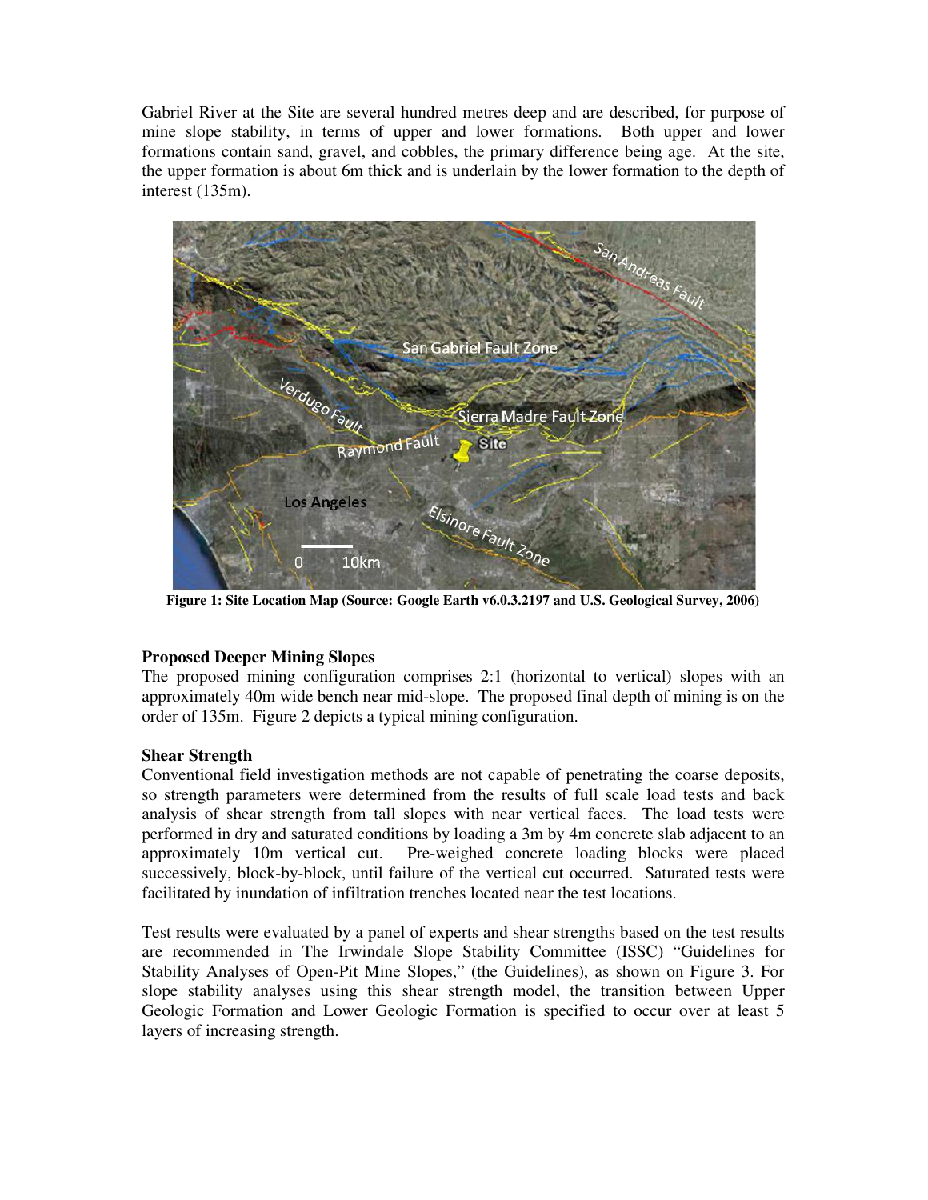Gabriel River at the Site are several hundred metres deep and are described, for purpose of mine slope stability, in terms of upper and lower formations. Both upper and lower formations contain sand, gravel, and cobbles, the primary difference being age. At the site, the upper formation is about 6m thick and is underlain by the lower formation to the depth of interest (135m).

**Figure 1: Site Location Map (Source: Google Earth v6.0.3.2197 and U.S. Geological Survey, 2006)**

### Proposed Deeper Mining Slopes

The proposed mining configuration comprises 2:1 (horizontal to vertical) slopes with an approximately 40m wide bench near mid-slope. The proposed final depth of mining is on the order of 135m. Figure 2 depicts a typical mining configuration.

### Shear Strength

Conventional field investigation methods are not capable of penetrating the coarse deposits, so strength parameters were determined from the results of full scale load tests and back analysis of shear strength from tall slopes with near vertical faces. The load tests were performed in dry and saturated conditions by loading a 3m by 4m concrete slab adjacent to an approximately 10m vertical cut. Pre-weighed concrete loading blocks were placed successively, block-by-block, until failure of the vertical cut occurred. Saturated tests were facilitated by inundation of infiltration trenches located near the test locations.

Test results were evaluated by a panel of experts and shear strengths based on the test results are recommended in The Irwindale Slope Stability Committee (ISSC) "Guidelines for Stability Analyses of Open-Pit Mine Slopes," (the Guidelines), as shown on Figure 3. For slope stability analyses using this shear strength model, the transition between Upper Geologic Formation and Lower Geologic Formation is specified to occur over at least 5 layers of increasing strength.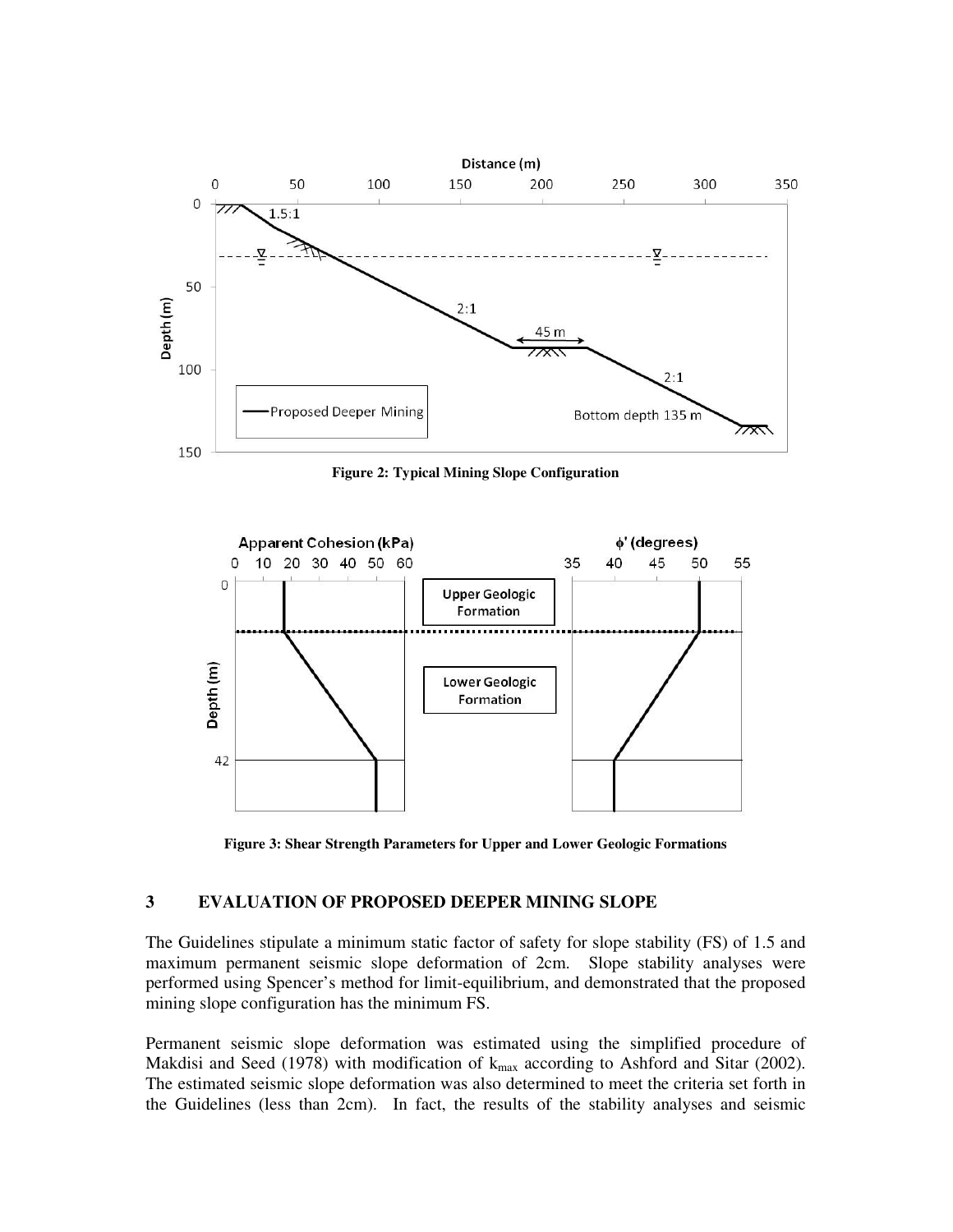Figure 2: Typical Mining Slope Configuration

Figure 3: Shear Strength Parameters for Upper and Lower Geologic Formations

## 3 EVALUATION OF PROPOSED DEEPER MINING SLOPE

The Guidelines stipulate a minimum static factor of safety for slope stability (FS) of 1.5 and maximum permanent seismic slope deformation of 2cm. Slope stability analyses were performed using Spencer's method for limit-equilibrium, and demonstrated that the proposed mining slope configuration has the minimum FS.

Permanent seismic slope deformation was estimated using the simplified procedure of Makdisi and Seed (1978) with modification of $k_{max}$ according to Ashford and Sitar (2002). The estimated seismic slope deformation was also determined to meet the criteria set forth in the Guidelines (less than 2cm). In fact, the results of the stability analyses and seismic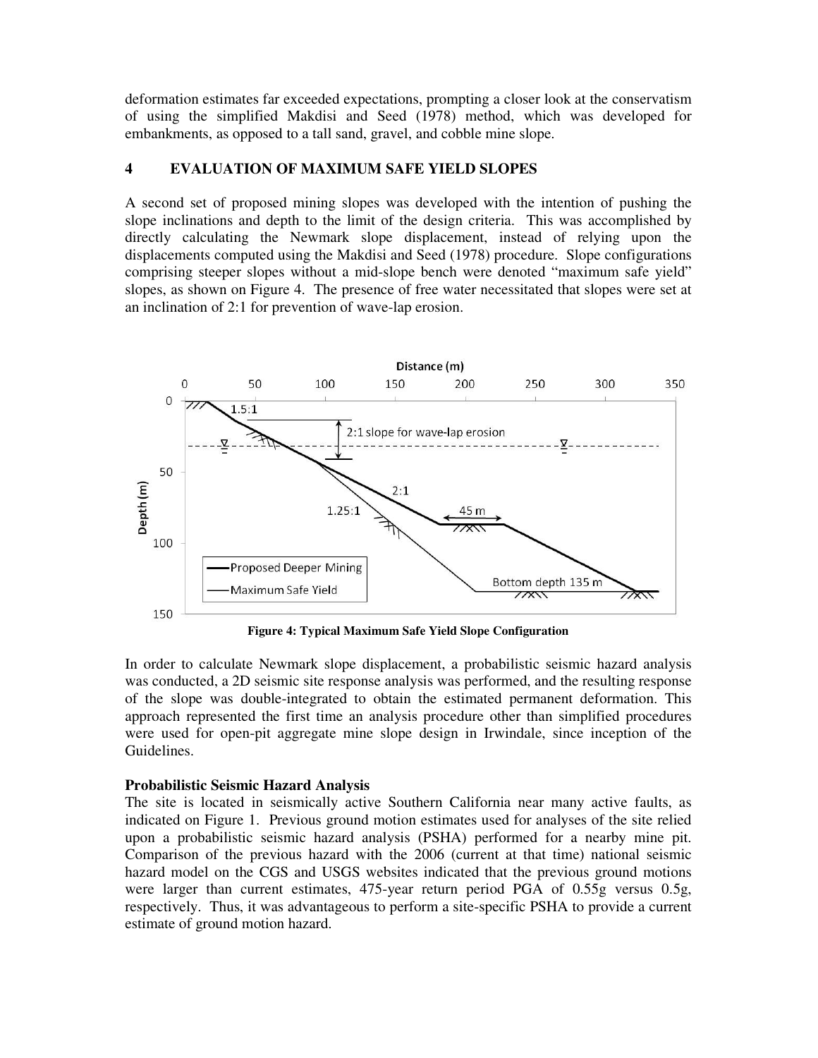deformation estimates far exceeded expectations, prompting a closer look at the conservatism of using the simplified Makdisi and Seed (1978) method, which was developed for embankments, as opposed to a tall sand, gravel, and cobble mine slope.

## 4 EVALUATION OF MAXIMUM SAFE YIELD SLOPES

A second set of proposed mining slopes was developed with the intention of pushing the slope inclinations and depth to the limit of the design criteria. This was accomplished by directly calculating the Newmark slope displacement, instead of relying upon the displacements computed using the Makdisi and Seed (1978) procedure. Slope configurations comprising steeper slopes without a mid-slope bench were denoted "maximum safe yield" slopes, as shown on Figure 4. The presence of free water necessitated that slopes were set at an inclination of 2:1 for prevention of wave-lap erosion.

**Figure 4: Typical Maximum Safe Yield Slope Configuration**

In order to calculate Newmark slope displacement, a probabilistic seismic hazard analysis was conducted, a 2D seismic site response analysis was performed, and the resulting response of the slope was double-integrated to obtain the estimated permanent deformation. This approach represented the first time an analysis procedure other than simplified procedures were used for open-pit aggregate mine slope design in Irwindale, since inception of the Guidelines.

**Probabilistic Seismic Hazard Analysis**

The site is located in seismically active Southern California near many active faults, as indicated on Figure 1. Previous ground motion estimates used for analyses of the site relied upon a probabilistic seismic hazard analysis (PSHA) performed for a nearby mine pit. Comparison of the previous hazard with the 2006 (current at that time) national seismic hazard model on the CGS and USGS websites indicated that the previous ground motions were larger than current estimates, 475-year return period PGA of 0.55g versus 0.5g, respectively. Thus, it was advantageous to perform a site-specific PSHA to provide a current estimate of ground motion hazard.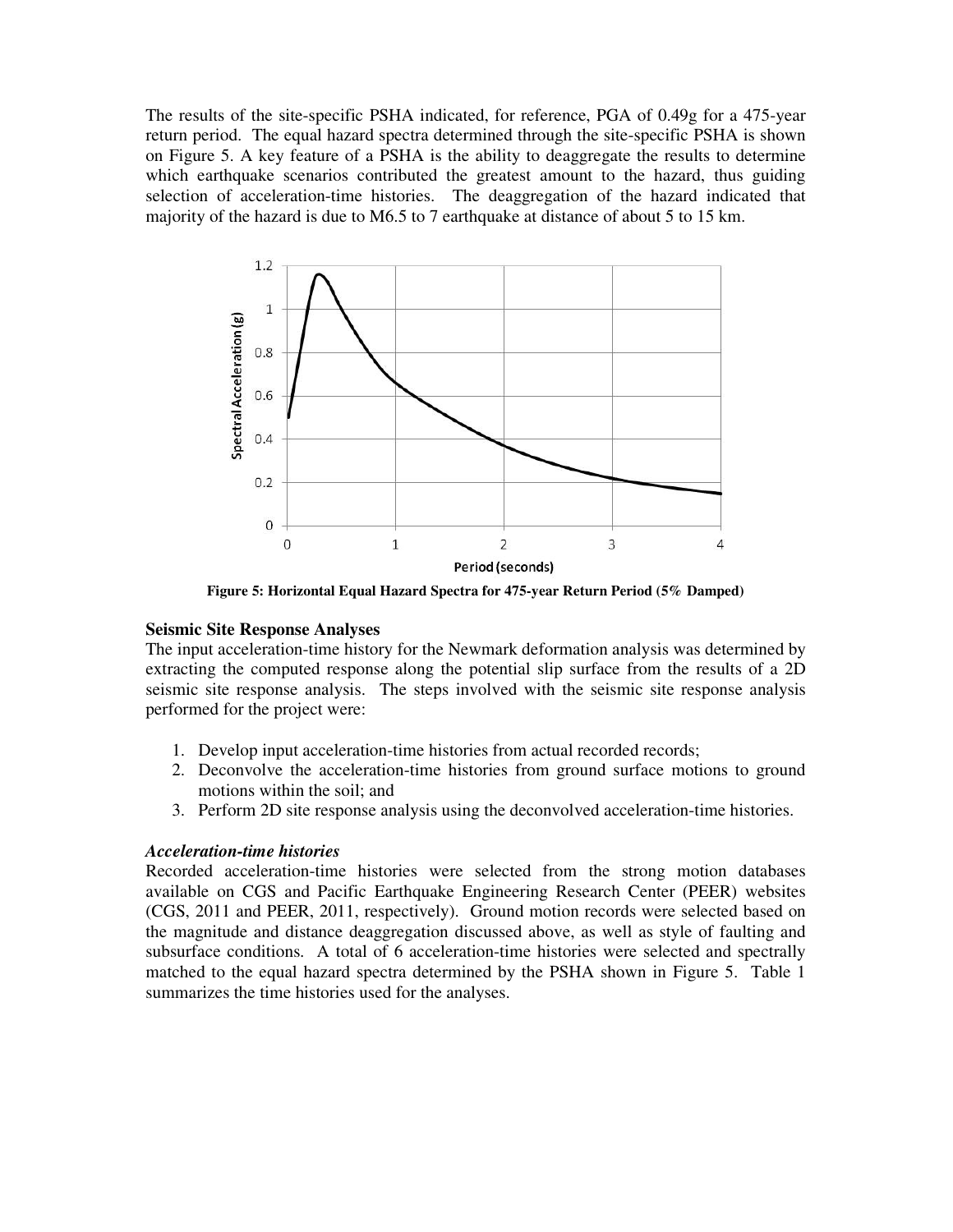The results of the site-specific PSHA indicated, for reference, PGA of 0.49g for a 475-year return period. The equal hazard spectra determined through the site-specific PSHA is shown on Figure 5. A key feature of a PSHA is the ability to deaggregate the results to determine which earthquake scenarios contributed the greatest amount to the hazard, thus guiding selection of acceleration-time histories. The deaggregation of the hazard indicated that majority of the hazard is due to M6.5 to 7 earthquake at distance of about 5 to 15 km.

**Figure 5: Horizontal Equal Hazard Spectra for 475-year Return Period (5% Damped)**

### Seismic Site Response Analyses

The input acceleration-time history for the Newmark deformation analysis was determined by extracting the computed response along the potential slip surface from the results of a 2D seismic site response analysis. The steps involved with the seismic site response analysis performed for the project were:

1. Develop input acceleration-time histories from actual recorded records;
2. Deconvolve the acceleration-time histories from ground surface motions to ground motions within the soil; and
3. Perform 2D site response analysis using the deconvolved acceleration-time histories.

#### *Acceleration-time histories*

Recorded acceleration-time histories were selected from the strong motion databases available on CGS and Pacific Earthquake Engineering Research Center (PEER) websites (CGS, 2011 and PEER, 2011, respectively). Ground motion records were selected based on the magnitude and distance deaggregation discussed above, as well as style of faulting and subsurface conditions. A total of 6 acceleration-time histories were selected and spectrally matched to the equal hazard spectra determined by the PSHA shown in Figure 5. Table 1 summarizes the time histories used for the analyses.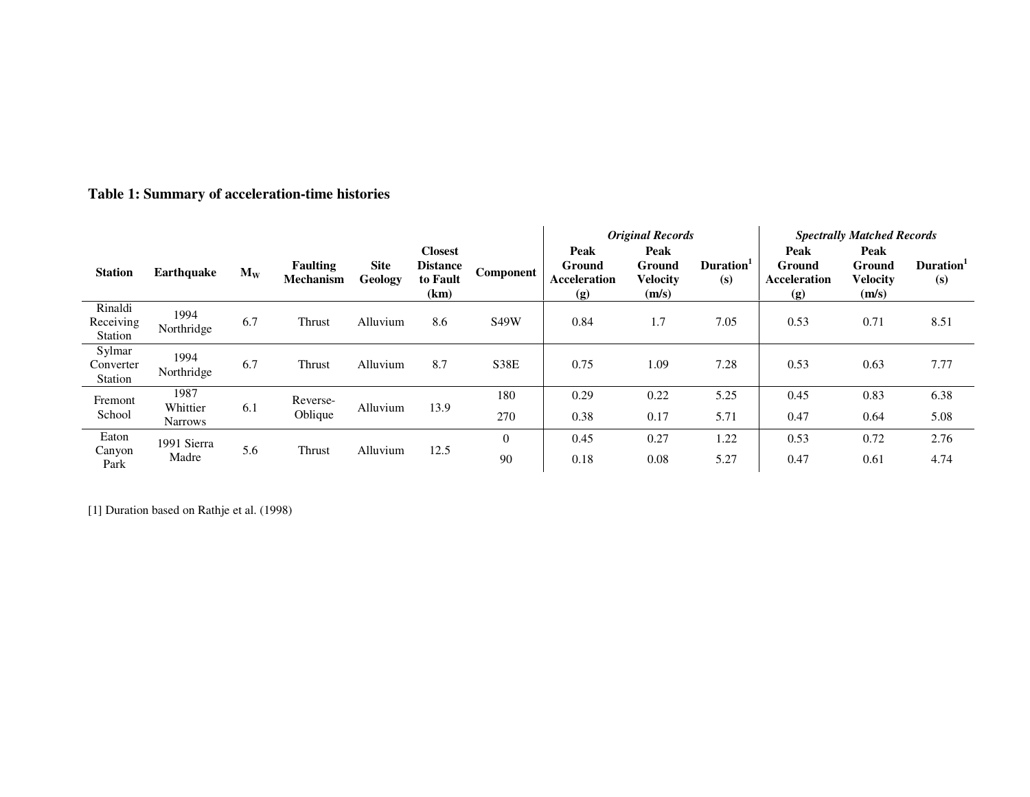**Table 1: Summary of acceleration-time histories**

| Station | Earthquake | $M_W$ | Faulting Mechanism | Site Geology | Closest Distance to Fault (km) | Component | *Original Records* | | | *Spectrally Matched Records* | | |
|---|---|---|---|---|---|---|---|---|---|---|---|---|
| | | | | | | | Peak Ground Acceleration (g) | Peak Ground Velocity (m/s) | Duration[1] (s) | Peak Ground Acceleration (g) | Peak Ground Velocity (m/s) | Duration[1] (s) |
| Rinaldi Receiving Station | 1994 Northridge | 6.7 | Thrust | Alluvium | 8.6 | S49W | 0.84 | 1.7 | 7.05 | 0.53 | 0.71 | 8.51 |
| Sylmar Converter Station | 1994 Northridge | 6.7 | Thrust | Alluvium | 8.7 | S38E | 0.75 | 1.09 | 7.28 | 0.53 | 0.63 | 7.77 |
| Fremont School | 1987 Whittier Narrows | 6.1 | Reverse-Oblique | Alluvium | 13.9 | 180 | 0.29 | 0.22 | 5.25 | 0.45 | 0.83 | 6.38 |
| | | | | | | 270 | 0.38 | 0.17 | 5.71 | 0.47 | 0.64 | 5.08 |
| Eaton Canyon Park | 1991 Sierra Madre | 5.6 | Thrust | Alluvium | 12.5 | 0 | 0.45 | 0.27 | 1.22 | 0.53 | 0.72 | 2.76 |
| | | | | | | 90 | 0.18 | 0.08 | 5.27 | 0.47 | 0.61 | 4.74 |

[1] Duration based on Rathje et al. (1998)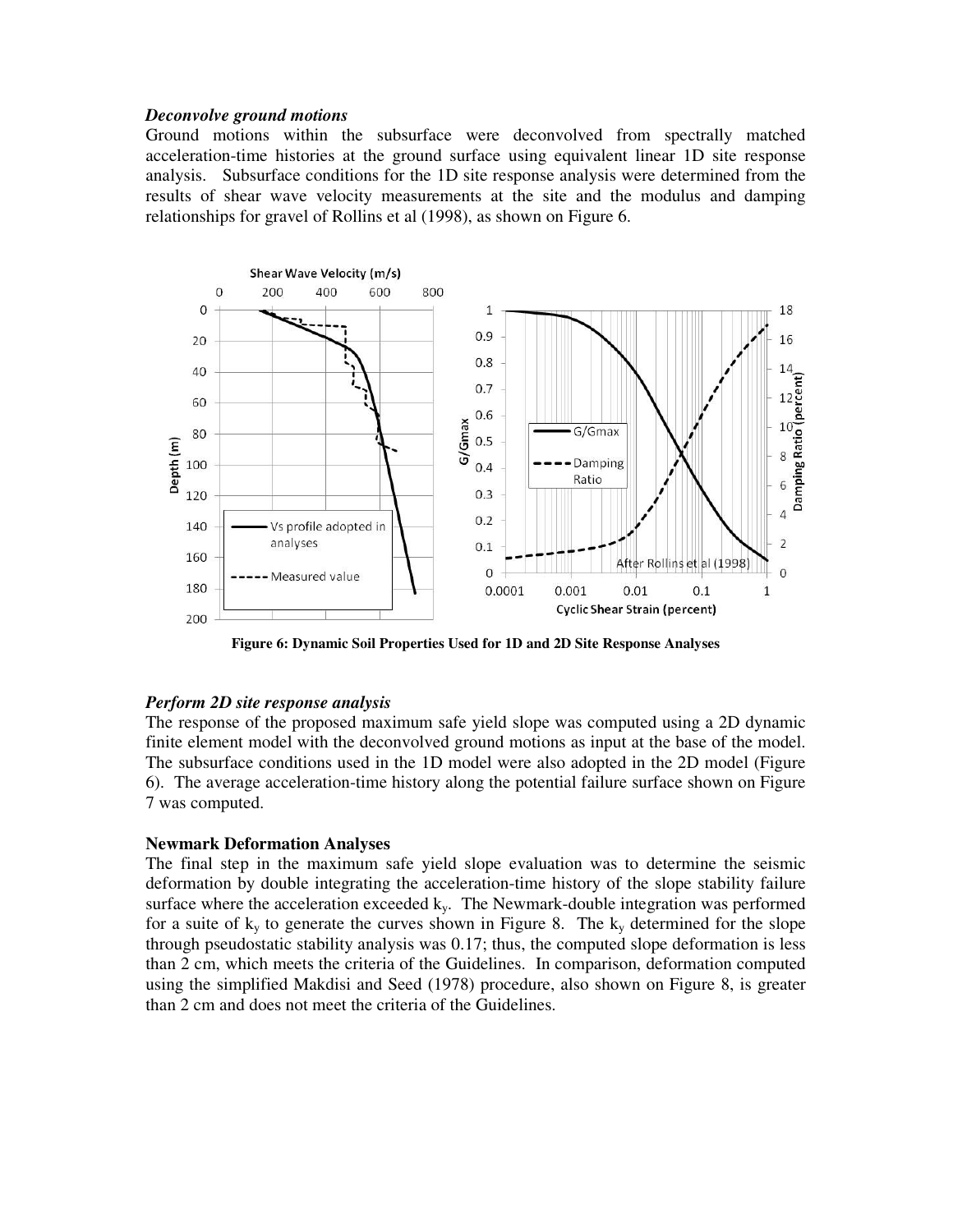***Deconvolve ground motions***
Ground motions within the subsurface were deconvolved from spectrally matched acceleration-time histories at the ground surface using equivalent linear 1D site response analysis. Subsurface conditions for the 1D site response analysis were determined from the results of shear wave velocity measurements at the site and the modulus and damping relationships for gravel of Rollins et al (1998), as shown on Figure 6.

**Figure 6: Dynamic Soil Properties Used for 1D and 2D Site Response Analyses**

***Perform 2D site response analysis***
The response of the proposed maximum safe yield slope was computed using a 2D dynamic finite element model with the deconvolved ground motions as input at the base of the model. The subsurface conditions used in the 1D model were also adopted in the 2D model (Figure 6). The average acceleration-time history along the potential failure surface shown on Figure 7 was computed.

**Newmark Deformation Analyses**
The final step in the maximum safe yield slope evaluation was to determine the seismic deformation by double integrating the acceleration-time history of the slope stability failure surface where the acceleration exceeded $k_y$. The Newmark-double integration was performed for a suite of $k_y$ to generate the curves shown in Figure 8. The $k_y$ determined for the slope through pseudostatic stability analysis was 0.17; thus, the computed slope deformation is less than 2 cm, which meets the criteria of the Guidelines. In comparison, deformation computed using the simplified Makdisi and Seed (1978) procedure, also shown on Figure 8, is greater than 2 cm and does not meet the criteria of the Guidelines.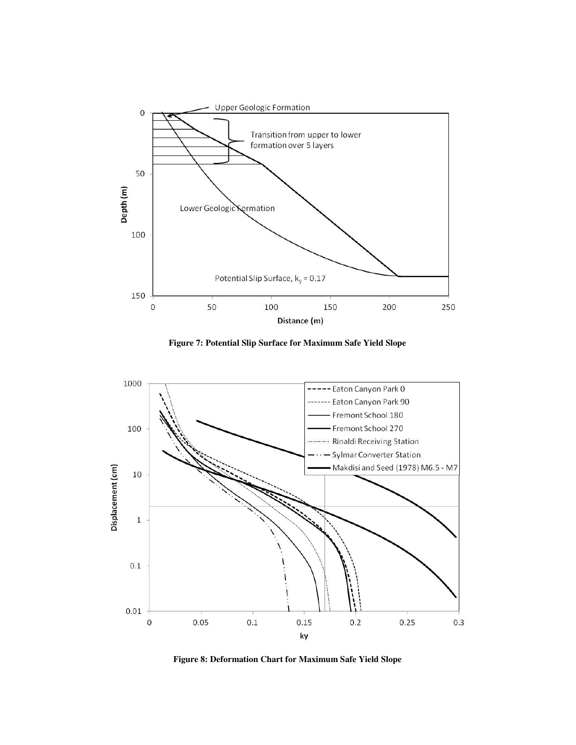Figure 7: Potential Slip Surface for Maximum Safe Yield Slope

Figure 8: Deformation Chart for Maximum Safe Yield Slope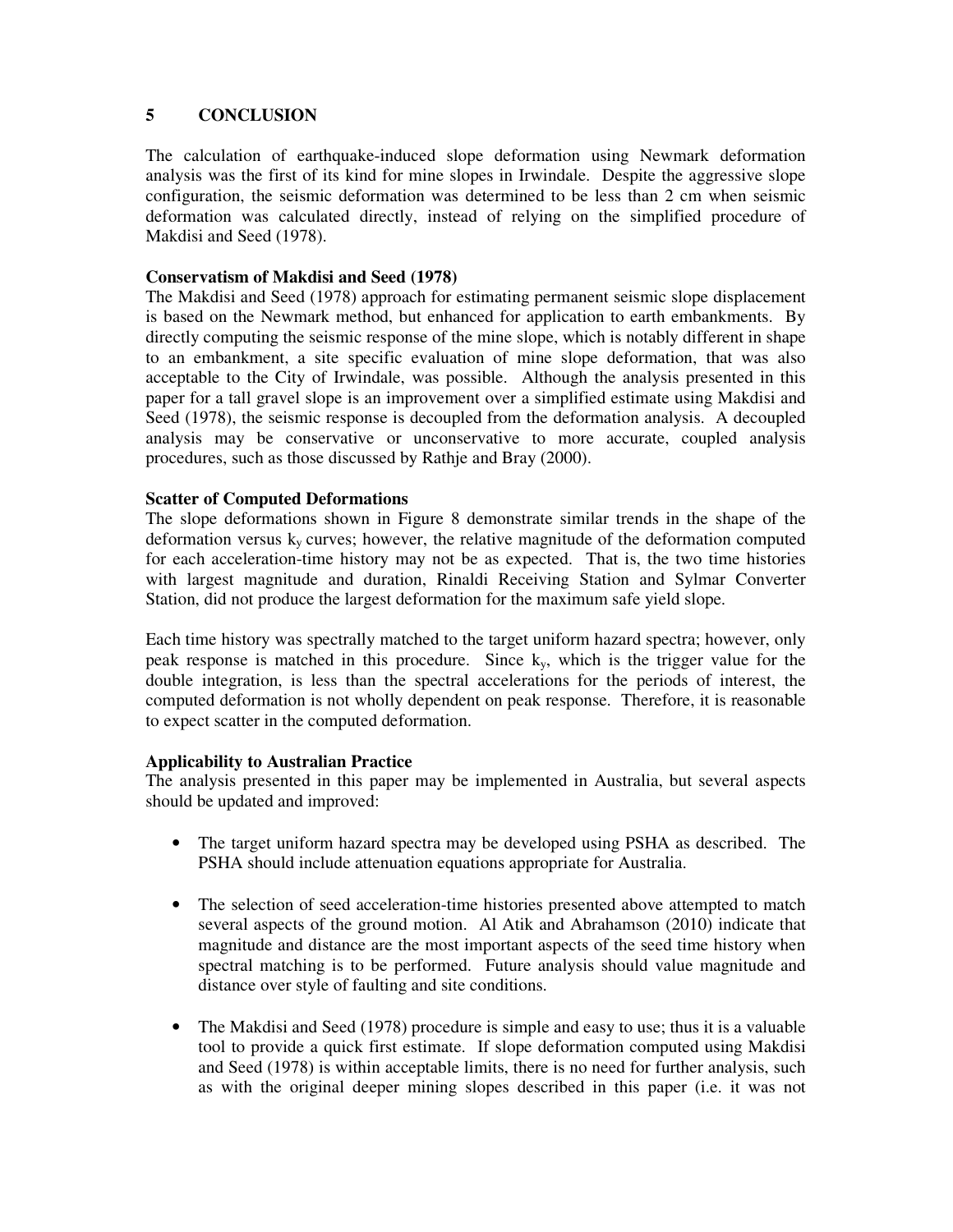## 5 CONCLUSION

The calculation of earthquake-induced slope deformation using Newmark deformation analysis was the first of its kind for mine slopes in Irwindale. Despite the aggressive slope configuration, the seismic deformation was determined to be less than 2 cm when seismic deformation was calculated directly, instead of relying on the simplified procedure of Makdisi and Seed (1978).

**Conservatism of Makdisi and Seed (1978)**

The Makdisi and Seed (1978) approach for estimating permanent seismic slope displacement is based on the Newmark method, but enhanced for application to earth embankments. By directly computing the seismic response of the mine slope, which is notably different in shape to an embankment, a site specific evaluation of mine slope deformation, that was also acceptable to the City of Irwindale, was possible. Although the analysis presented in this paper for a tall gravel slope is an improvement over a simplified estimate using Makdisi and Seed (1978), the seismic response is decoupled from the deformation analysis. A decoupled analysis may be conservative or unconservative to more accurate, coupled analysis procedures, such as those discussed by Rathje and Bray (2000).

**Scatter of Computed Deformations**

The slope deformations shown in Figure 8 demonstrate similar trends in the shape of the deformation versus $k_y$ curves; however, the relative magnitude of the deformation computed for each acceleration-time history may not be as expected. That is, the two time histories with largest magnitude and duration, Rinaldi Receiving Station and Sylmar Converter Station, did not produce the largest deformation for the maximum safe yield slope.

Each time history was spectrally matched to the target uniform hazard spectra; however, only peak response is matched in this procedure. Since $k_y$, which is the trigger value for the double integration, is less than the spectral accelerations for the periods of interest, the computed deformation is not wholly dependent on peak response. Therefore, it is reasonable to expect scatter in the computed deformation.

**Applicability to Australian Practice**

The analysis presented in this paper may be implemented in Australia, but several aspects should be updated and improved:

- The target uniform hazard spectra may be developed using PSHA as described. The PSHA should include attenuation equations appropriate for Australia.
- The selection of seed acceleration-time histories presented above attempted to match several aspects of the ground motion. Al Atik and Abrahamson (2010) indicate that magnitude and distance are the most important aspects of the seed time history when spectral matching is to be performed. Future analysis should value magnitude and distance over style of faulting and site conditions.
- The Makdisi and Seed (1978) procedure is simple and easy to use; thus it is a valuable tool to provide a quick first estimate. If slope deformation computed using Makdisi and Seed (1978) is within acceptable limits, there is no need for further analysis, such as with the original deeper mining slopes described in this paper (i.e. it was not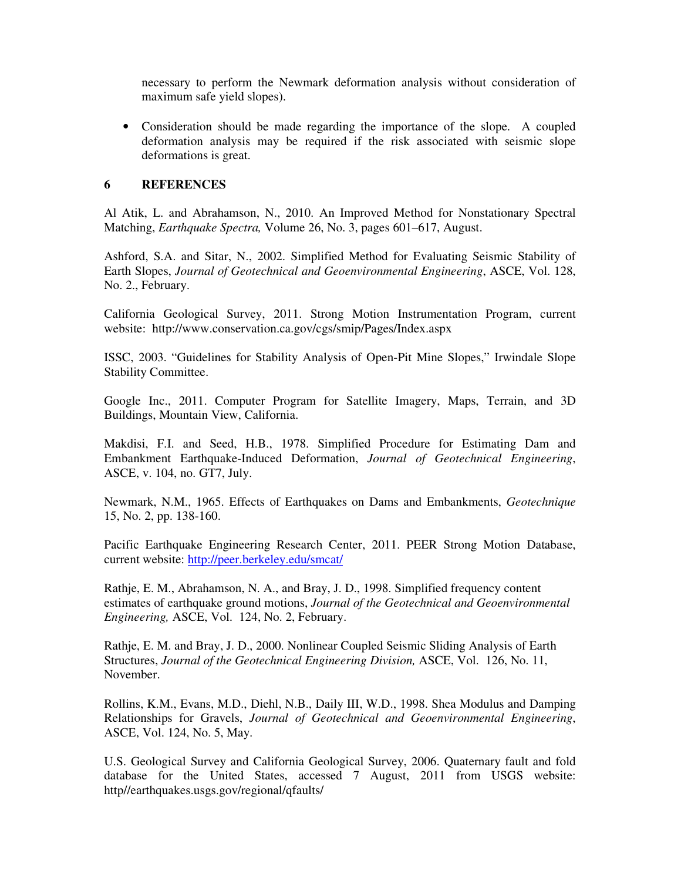necessary to perform the Newmark deformation analysis without consideration of maximum safe yield slopes).

- Consideration should be made regarding the importance of the slope. A coupled deformation analysis may be required if the risk associated with seismic slope deformations is great.

## 6 REFERENCES

Al Atik, L. and Abrahamson, N., 2010. An Improved Method for Nonstationary Spectral Matching, *Earthquake Spectra,* Volume 26, No. 3, pages 601–617, August.

Ashford, S.A. and Sitar, N., 2002. Simplified Method for Evaluating Seismic Stability of Earth Slopes, *Journal of Geotechnical and Geoenvironmental Engineering*, ASCE, Vol. 128, No. 2., February.

California Geological Survey, 2011. Strong Motion Instrumentation Program, current website: http://www.conservation.ca.gov/cgs/smip/Pages/Index.aspx

ISSC, 2003. "Guidelines for Stability Analysis of Open-Pit Mine Slopes," Irwindale Slope Stability Committee.

Google Inc., 2011. Computer Program for Satellite Imagery, Maps, Terrain, and 3D Buildings, Mountain View, California.

Makdisi, F.I. and Seed, H.B., 1978. Simplified Procedure for Estimating Dam and Embankment Earthquake-Induced Deformation, *Journal of Geotechnical Engineering*, ASCE, v. 104, no. GT7, July.

Newmark, N.M., 1965. Effects of Earthquakes on Dams and Embankments, *Geotechnique* 15, No. 2, pp. 138-160.

Pacific Earthquake Engineering Research Center, 2011. PEER Strong Motion Database, current website: http://peer.berkeley.edu/smcat/

Rathje, E. M., Abrahamson, N. A., and Bray, J. D., 1998. Simplified frequency content estimates of earthquake ground motions, *Journal of the Geotechnical and Geoenvironmental Engineering,* ASCE, Vol. 124, No. 2, February.

Rathje, E. M. and Bray, J. D., 2000. Nonlinear Coupled Seismic Sliding Analysis of Earth Structures, *Journal of the Geotechnical Engineering Division,* ASCE, Vol. 126, No. 11, November.

Rollins, K.M., Evans, M.D., Diehl, N.B., Daily III, W.D., 1998. Shea Modulus and Damping Relationships for Gravels, *Journal of Geotechnical and Geoenvironmental Engineering*, ASCE, Vol. 124, No. 5, May.

U.S. Geological Survey and California Geological Survey, 2006. Quaternary fault and fold database for the United States, accessed 7 August, 2011 from USGS website: http//earthquakes.usgs.gov/regional/qfaults/